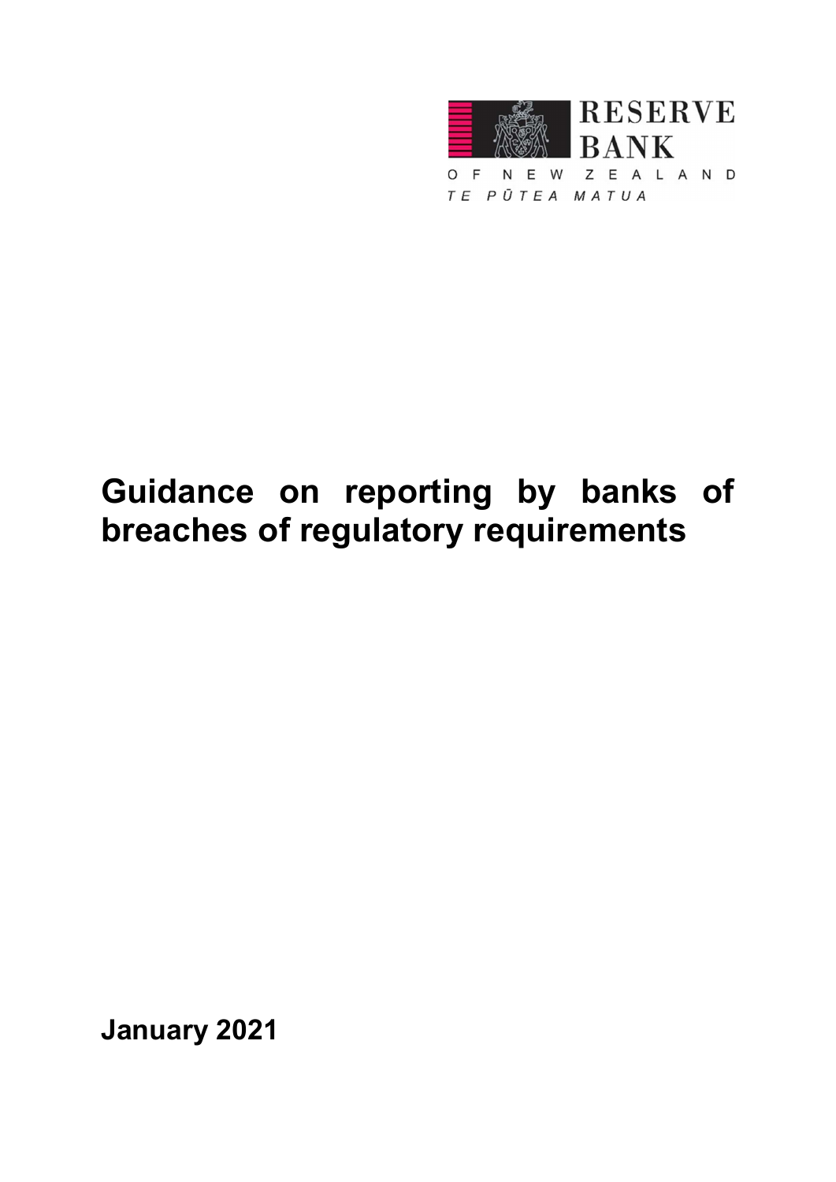RESERVE BANK

OF NEW ZEALAND

TE PŪTEA MATUA

# Guidance on reporting by banks of breaches of regulatory requirements

**January 2021**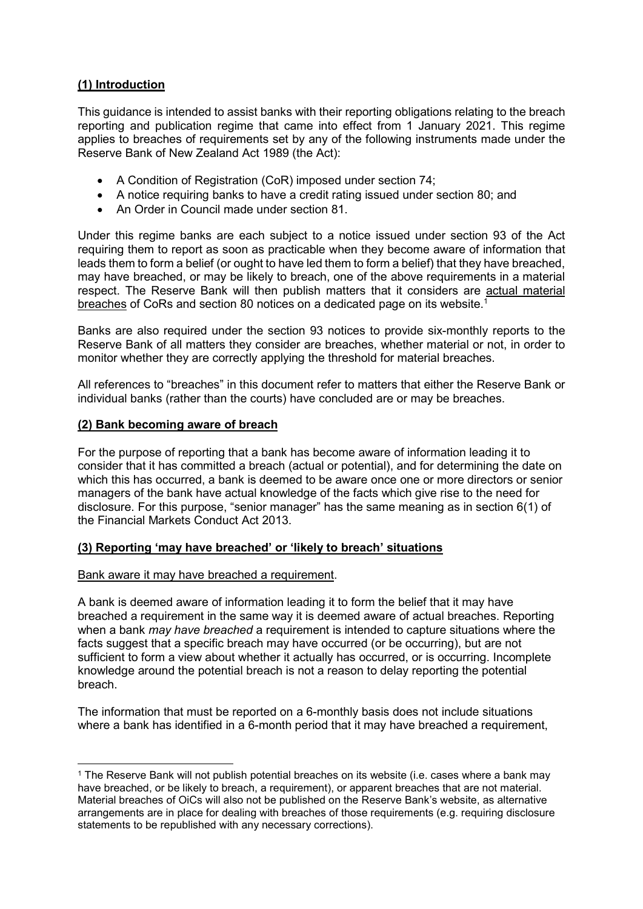## (1) Introduction

This guidance is intended to assist banks with their reporting obligations relating to the breach reporting and publication regime that came into effect from 1 January 2021. This regime applies to breaches of requirements set by any of the following instruments made under the Reserve Bank of New Zealand Act 1989 (the Act):

- A Condition of Registration (CoR) imposed under section 74;
- A notice requiring banks to have a credit rating issued under section 80; and
- An Order in Council made under section 81.

Under this regime banks are each subject to a notice issued under section 93 of the Act requiring them to report as soon as practicable when they become aware of information that leads them to form a belief (or ought to have led them to form a belief) that they have breached, may have breached, or may be likely to breach, one of the above requirements in a material respect. The Reserve Bank will then publish matters that it considers are <u>actual material breaches</u> of CoRs and section 80 notices on a dedicated page on its website.[1]

Banks are also required under the section 93 notices to provide six-monthly reports to the Reserve Bank of all matters they consider are breaches, whether material or not, in order to monitor whether they are correctly applying the threshold for material breaches.

All references to "breaches" in this document refer to matters that either the Reserve Bank or individual banks (rather than the courts) have concluded are or may be breaches.

## (2) Bank becoming aware of breach

For the purpose of reporting that a bank has become aware of information leading it to consider that it has committed a breach (actual or potential), and for determining the date on which this has occurred, a bank is deemed to be aware once one or more directors or senior managers of the bank have actual knowledge of the facts which give rise to the need for disclosure. For this purpose, "senior manager" has the same meaning as in section 6(1) of the Financial Markets Conduct Act 2013.

## (3) Reporting 'may have breached' or 'likely to breach' situations

<u>Bank aware it may have breached a requirement</u>.

A bank is deemed aware of information leading it to form the belief that it may have breached a requirement in the same way it is deemed aware of actual breaches. Reporting when a bank *may have breached* a requirement is intended to capture situations where the facts suggest that a specific breach may have occurred (or be occurring), but are not sufficient to form a view about whether it actually has occurred, or is occurring. Incomplete knowledge around the potential breach is not a reason to delay reporting the potential breach.

The information that must be reported on a 6-monthly basis does not include situations where a bank has identified in a 6-month period that it may have breached a requirement,

[1] The Reserve Bank will not publish potential breaches on its website (i.e. cases where a bank may have breached, or be likely to breach, a requirement), or apparent breaches that are not material. Material breaches of OiCs will also not be published on the Reserve Bank's website, as alternative arrangements are in place for dealing with breaches of those requirements (e.g. requiring disclosure statements to be republished with any necessary corrections).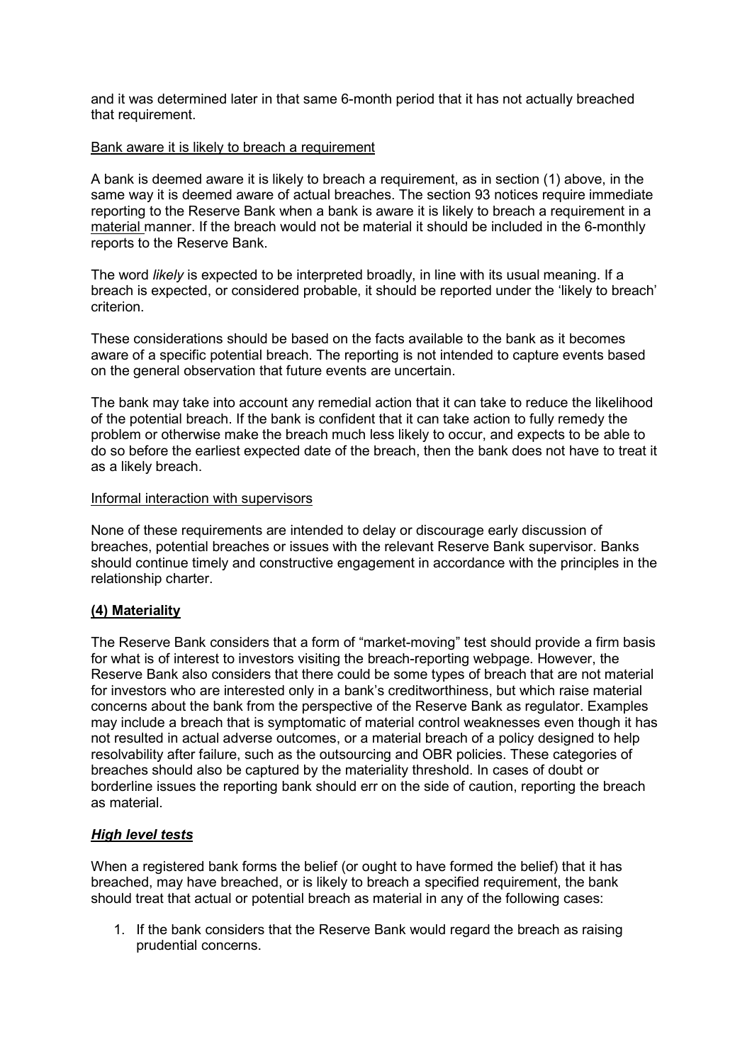and it was determined later in that same 6-month period that it has not actually breached that requirement.

<u>Bank aware it is likely to breach a requirement</u>

A bank is deemed aware it is likely to breach a requirement, as in section (1) above, in the same way it is deemed aware of actual breaches. The section 93 notices require immediate reporting to the Reserve Bank when a bank is aware it is likely to breach a requirement in a <u>material</u> manner. If the breach would not be material it should be included in the 6-monthly reports to the Reserve Bank.

The word *likely* is expected to be interpreted broadly, in line with its usual meaning. If a breach is expected, or considered probable, it should be reported under the 'likely to breach' criterion.

These considerations should be based on the facts available to the bank as it becomes aware of a specific potential breach. The reporting is not intended to capture events based on the general observation that future events are uncertain.

The bank may take into account any remedial action that it can take to reduce the likelihood of the potential breach. If the bank is confident that it can take action to fully remedy the problem or otherwise make the breach much less likely to occur, and expects to be able to do so before the earliest expected date of the breach, then the bank does not have to treat it as a likely breach.

<u>Informal interaction with supervisors</u>

None of these requirements are intended to delay or discourage early discussion of breaches, potential breaches or issues with the relevant Reserve Bank supervisor. Banks should continue timely and constructive engagement in accordance with the principles in the relationship charter.

## <u>(4) Materiality</u>

The Reserve Bank considers that a form of "market-moving" test should provide a firm basis for what is of interest to investors visiting the breach-reporting webpage. However, the Reserve Bank also considers that there could be some types of breach that are not material for investors who are interested only in a bank's creditworthiness, but which raise material concerns about the bank from the perspective of the Reserve Bank as regulator. Examples may include a breach that is symptomatic of material control weaknesses even though it has not resulted in actual adverse outcomes, or a material breach of a policy designed to help resolvability after failure, such as the outsourcing and OBR policies. These categories of breaches should also be captured by the materiality threshold. In cases of doubt or borderline issues the reporting bank should err on the side of caution, reporting the breach as material.

### <u>***High level tests***</u>

When a registered bank forms the belief (or ought to have formed the belief) that it has breached, may have breached, or is likely to breach a specified requirement, the bank should treat that actual or potential breach as material in any of the following cases:

1. If the bank considers that the Reserve Bank would regard the breach as raising prudential concerns.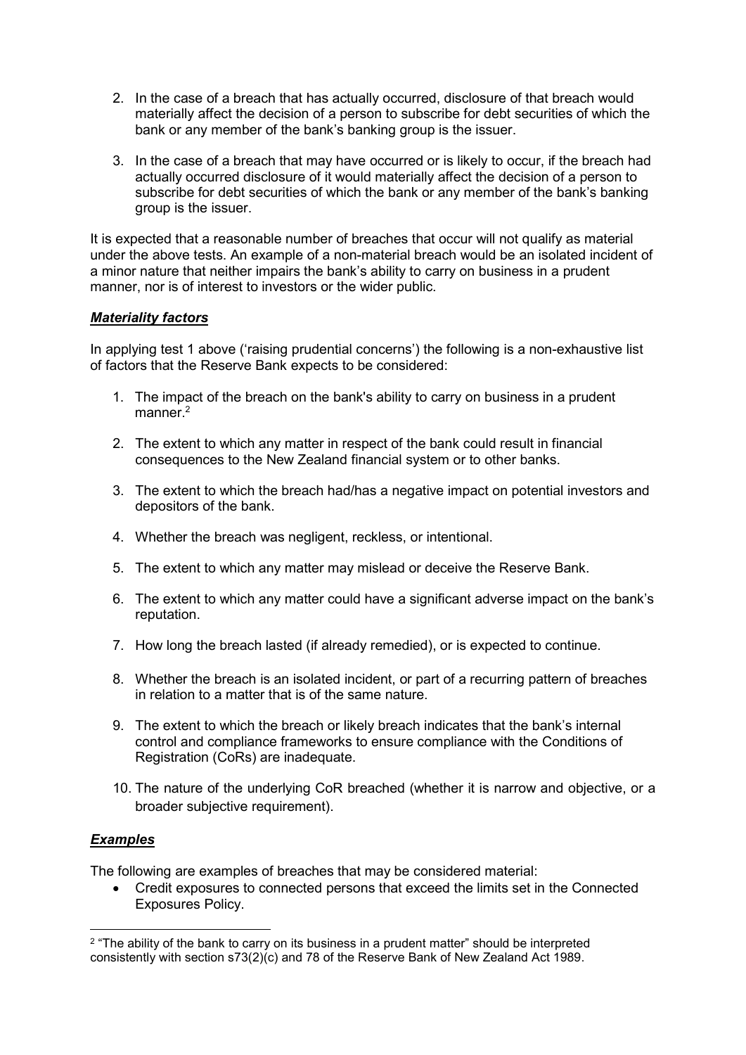2. In the case of a breach that has actually occurred, disclosure of that breach would materially affect the decision of a person to subscribe for debt securities of which the bank or any member of the bank's banking group is the issuer.

3. In the case of a breach that may have occurred or is likely to occur, if the breach had actually occurred disclosure of it would materially affect the decision of a person to subscribe for debt securities of which the bank or any member of the bank's banking group is the issuer.

It is expected that a reasonable number of breaches that occur will not qualify as material under the above tests. An example of a non-material breach would be an isolated incident of a minor nature that neither impairs the bank's ability to carry on business in a prudent manner, nor is of interest to investors or the wider public.

### ***Materiality factors***

In applying test 1 above ('raising prudential concerns') the following is a non-exhaustive list of factors that the Reserve Bank expects to be considered:

1. The impact of the breach on the bank's ability to carry on business in a prudent manner.[2]

2. The extent to which any matter in respect of the bank could result in financial consequences to the New Zealand financial system or to other banks.

3. The extent to which the breach had/has a negative impact on potential investors and depositors of the bank.

4. Whether the breach was negligent, reckless, or intentional.

5. The extent to which any matter may mislead or deceive the Reserve Bank.

6. The extent to which any matter could have a significant adverse impact on the bank's reputation.

7. How long the breach lasted (if already remedied), or is expected to continue.

8. Whether the breach is an isolated incident, or part of a recurring pattern of breaches in relation to a matter that is of the same nature.

9. The extent to which the breach or likely breach indicates that the bank's internal control and compliance frameworks to ensure compliance with the Conditions of Registration (CoRs) are inadequate.

10. The nature of the underlying CoR breached (whether it is narrow and objective, or a broader subjective requirement).

### ***Examples***

The following are examples of breaches that may be considered material:

- Credit exposures to connected persons that exceed the limits set in the Connected Exposures Policy.

[2] "The ability of the bank to carry on its business in a prudent matter" should be interpreted consistently with section s73(2)(c) and 78 of the Reserve Bank of New Zealand Act 1989.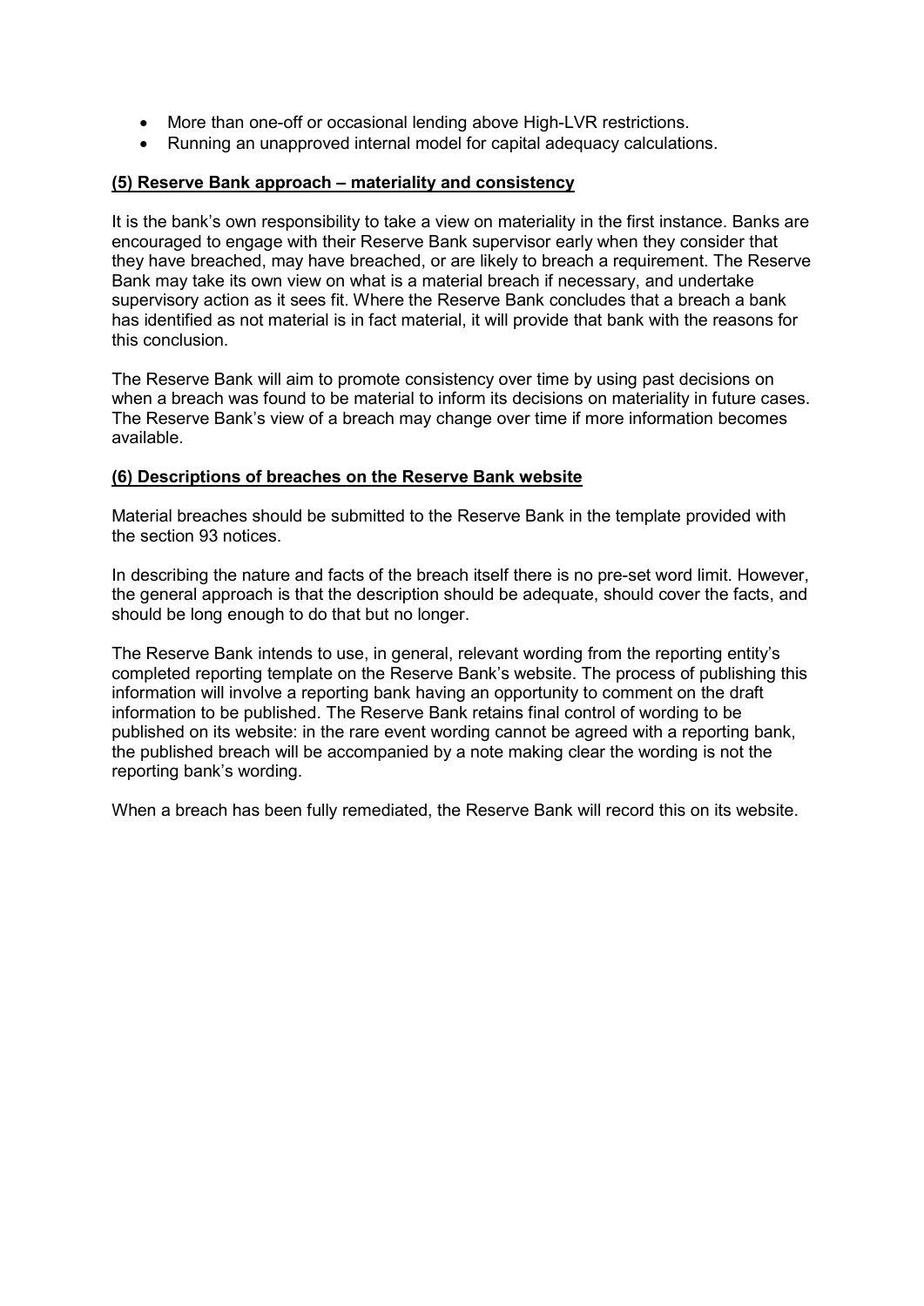- More than one-off or occasional lending above High-LVR restrictions.
- Running an unapproved internal model for capital adequacy calculations.

### (5) Reserve Bank approach – materiality and consistency

It is the bank's own responsibility to take a view on materiality in the first instance. Banks are encouraged to engage with their Reserve Bank supervisor early when they consider that they have breached, may have breached, or are likely to breach a requirement. The Reserve Bank may take its own view on what is a material breach if necessary, and undertake supervisory action as it sees fit. Where the Reserve Bank concludes that a breach a bank has identified as not material is in fact material, it will provide that bank with the reasons for this conclusion.

The Reserve Bank will aim to promote consistency over time by using past decisions on when a breach was found to be material to inform its decisions on materiality in future cases. The Reserve Bank's view of a breach may change over time if more information becomes available.

### (6) Descriptions of breaches on the Reserve Bank website

Material breaches should be submitted to the Reserve Bank in the template provided with the section 93 notices.

In describing the nature and facts of the breach itself there is no pre-set word limit. However, the general approach is that the description should be adequate, should cover the facts, and should be long enough to do that but no longer.

The Reserve Bank intends to use, in general, relevant wording from the reporting entity's completed reporting template on the Reserve Bank's website. The process of publishing this information will involve a reporting bank having an opportunity to comment on the draft information to be published. The Reserve Bank retains final control of wording to be published on its website: in the rare event wording cannot be agreed with a reporting bank, the published breach will be accompanied by a note making clear the wording is not the reporting bank's wording.

When a breach has been fully remediated, the Reserve Bank will record this on its website.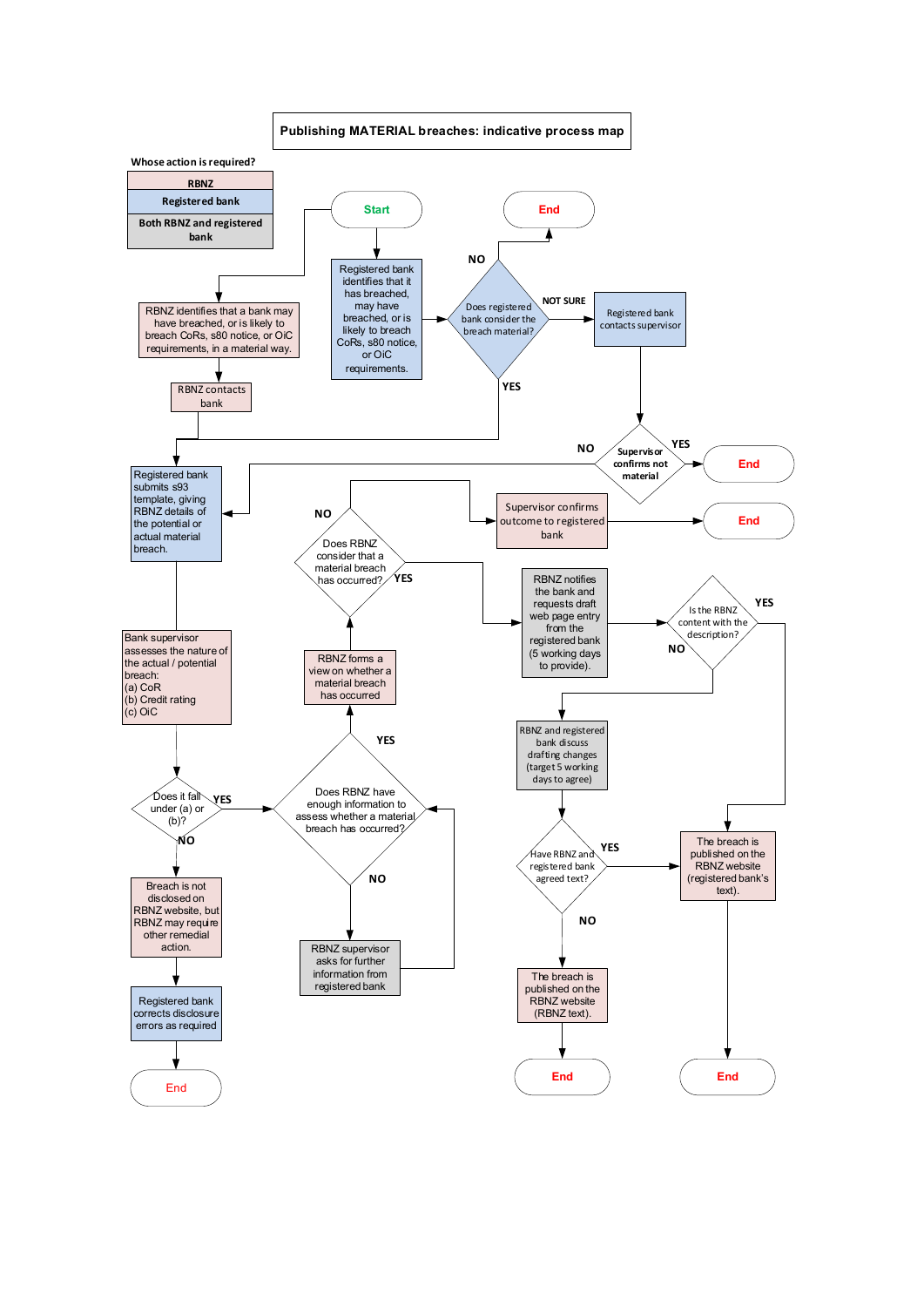**Publishing MATERIAL breaches: indicative process map**

**Whose action is required?**

- RBNZ
- Registered bank
- Both RBNZ and registered bank

Start

Registered bank identifies that it has breached, or may have breached, or is likely to breach CoRs, s80 notice, or OiC requirements.

Does registered bank consider the breach material?

NO

End

NOT SURE

Registered bank contacts supervisor

Supervisor confirms not material

YES

End

NO

YES

RBNZ identifies that a bank may have breached, or is likely to breach CoRs, s80 notice, or OiC requirements, in a material way.

RBNZ contacts bank

Registered bank submits s93 template, giving RBNZ details of the potential or actual material breach.

Bank supervisor assesses the nature of the actual / potential breach:
(a) CoR
(b) Credit rating
(c) OiC

Does it fall under (a) or (b)?

NO

Breach is not disclosed on RBNZ website, but RBNZ may require other remedial action.

Registered bank corrects disclosure errors as required

End

YES

Does RBNZ have enough information to assess whether a material breach has occurred?

NO

RBNZ supervisor asks for further information from registered bank

YES

RBNZ forms a view on whether a material breach has occurred

Does RBNZ consider that a material breach has occurred?

NO

Supervisor confirms outcome to registered bank

End

YES

RBNZ notifies the bank and requests draft web page entry from the registered bank (5 working days to provide).

Is the RBNZ content with the description?

YES

The breach is published on the RBNZ website (registered bank's text).

End

NO

RBNZ and registered bank discuss drafting changes (target 5 working days to agree)

Have RBNZ and registered bank agreed text?

YES

NO

The breach is published on the RBNZ website (RBNZ text).

End